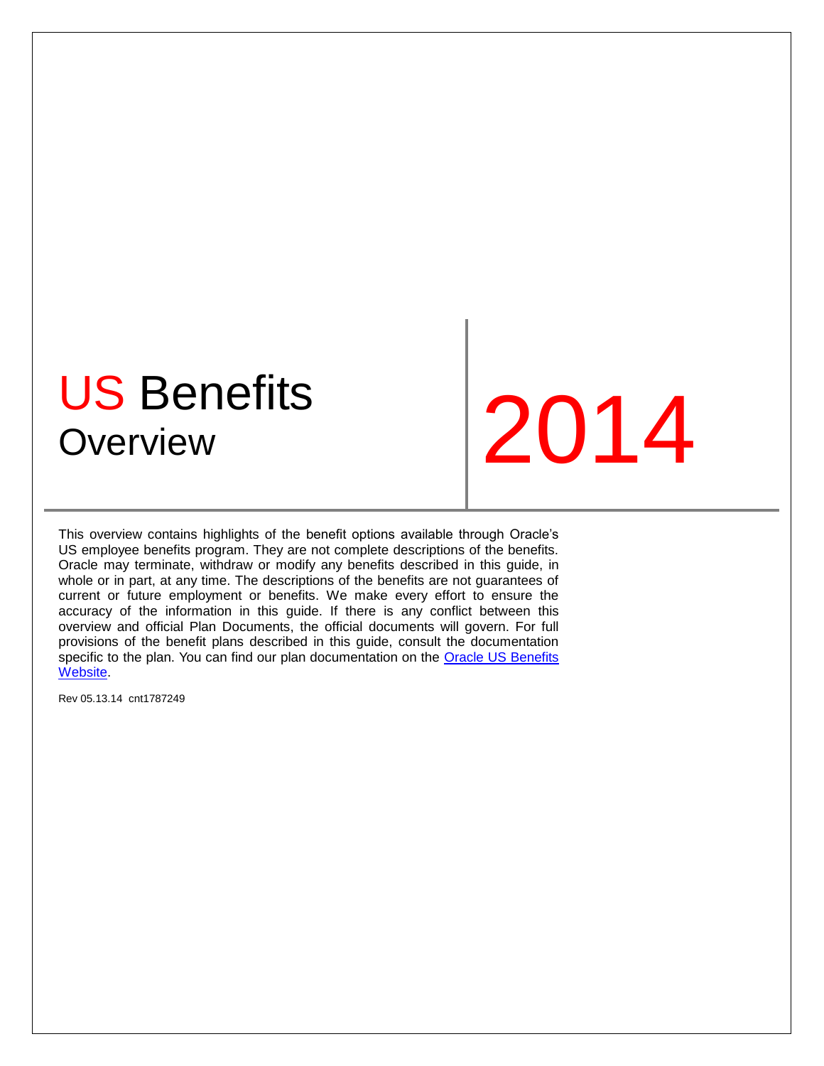# US Benefits Overview

# 2014

This overview contains highlights of the benefit options available through Oracle's US employee benefits program. They are not complete descriptions of the benefits. Oracle may terminate, withdraw or modify any benefits described in this guide, in whole or in part, at any time. The descriptions of the benefits are not guarantees of current or future employment or benefits. We make every effort to ensure the accuracy of the information in this guide. If there is any conflict between this overview and official Plan Documents, the official documents will govern. For full provisions of the benefit plans described in this guide, consult the documentation specific to the plan. You can find our plan documentation on the Oracle US Benefits Website.

Rev 05.13.14 cnt1787249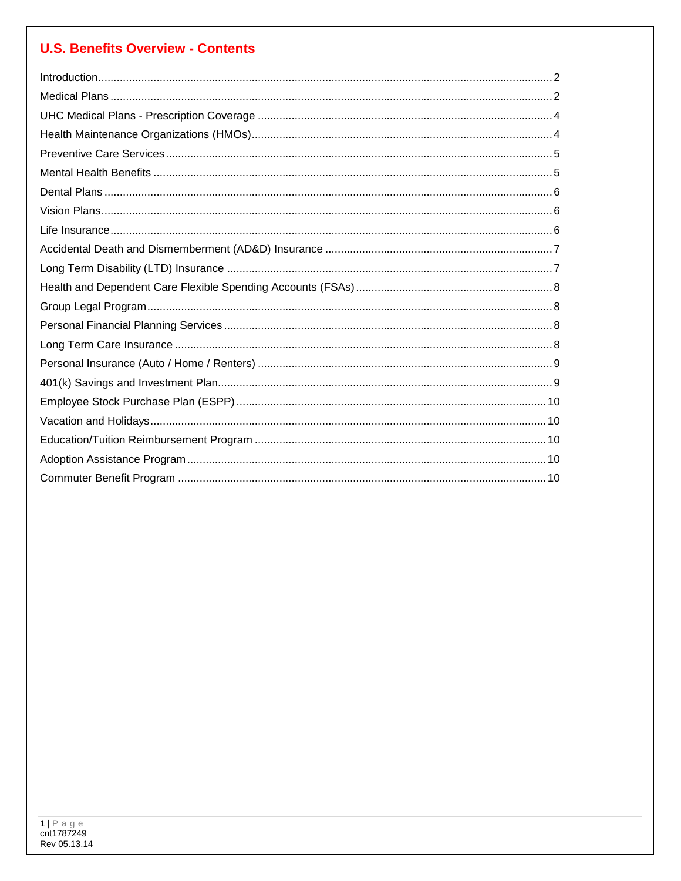# U.S. Benefits Overview - Contents

| | |
|---|---|
| Introduction | 2 |
| Medical Plans | 2 |
| UHC Medical Plans - Prescription Coverage | 4 |
| Health Maintenance Organizations (HMOs) | 4 |
| Preventive Care Services | 5 |
| Mental Health Benefits | 5 |
| Dental Plans | 6 |
| Vision Plans | 6 |
| Life Insurance | 6 |
| Accidental Death and Dismemberment (AD&D) Insurance | 7 |
| Long Term Disability (LTD) Insurance | 7 |
| Health and Dependent Care Flexible Spending Accounts (FSAs) | 8 |
| Group Legal Program | 8 |
| Personal Financial Planning Services | 8 |
| Long Term Care Insurance | 8 |
| Personal Insurance (Auto / Home / Renters) | 9 |
| 401(k) Savings and Investment Plan | 9 |
| Employee Stock Purchase Plan (ESPP) | 10 |
| Vacation and Holidays | 10 |
| Education/Tuition Reimbursement Program | 10 |
| Adoption Assistance Program | 10 |
| Commuter Benefit Program | 10 |

cnt1787249
Rev 05.13.14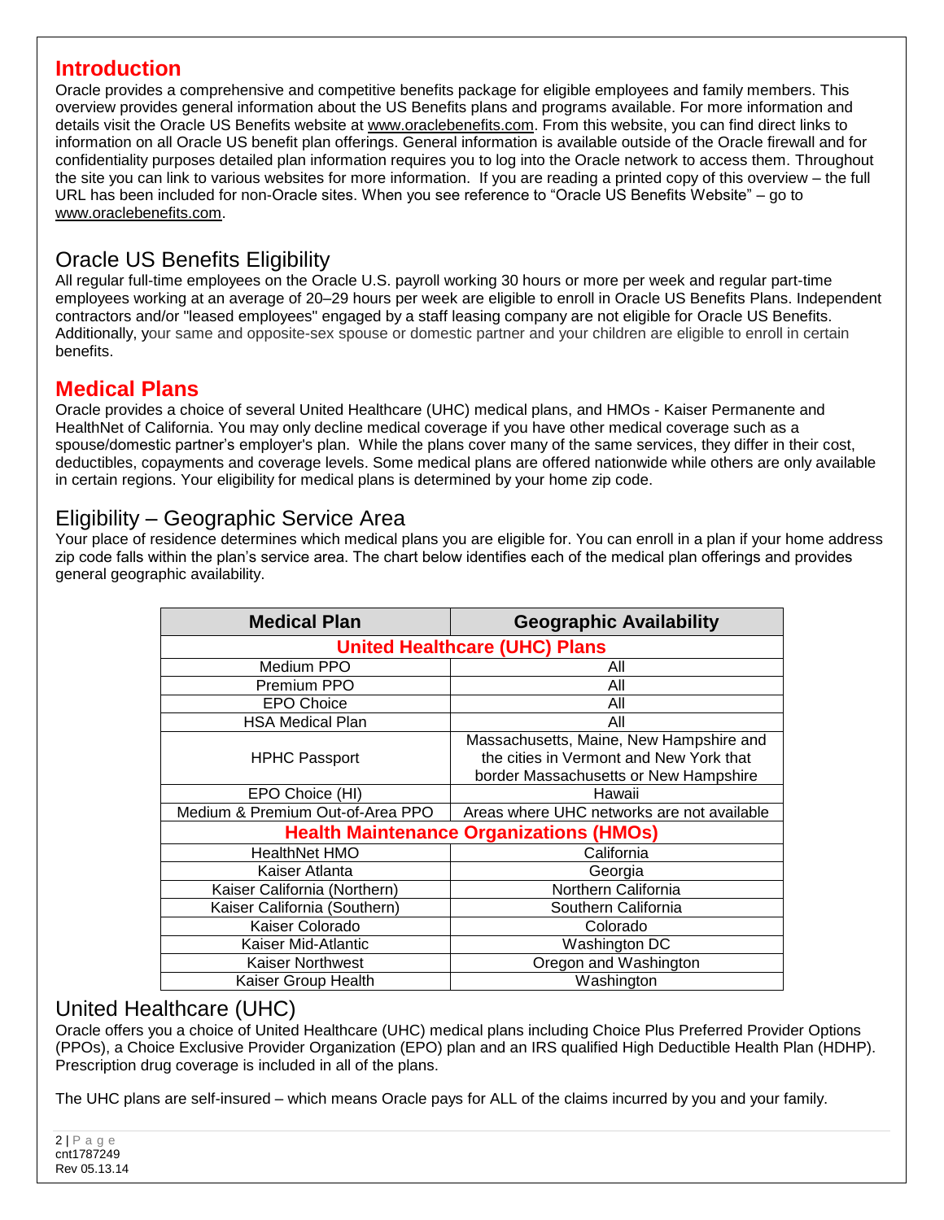# Introduction

Oracle provides a comprehensive and competitive benefits package for eligible employees and family members. This overview provides general information about the US Benefits plans and programs available. For more information and details visit the Oracle US Benefits website at www.oraclebenefits.com. From this website, you can find direct links to information on all Oracle US benefit plan offerings. General information is available outside of the Oracle firewall and for confidentiality purposes detailed plan information requires you to log into the Oracle network to access them. Throughout the site you can link to various websites for more information. If you are reading a printed copy of this overview – the full URL has been included for non-Oracle sites. When you see reference to "Oracle US Benefits Website" – go to www.oraclebenefits.com.

## Oracle US Benefits Eligibility

All regular full-time employees on the Oracle U.S. payroll working 30 hours or more per week and regular part-time employees working at an average of 20–29 hours per week are eligible to enroll in Oracle US Benefits Plans. Independent contractors and/or "leased employees" engaged by a staff leasing company are not eligible for Oracle US Benefits. Additionally, your same and opposite-sex spouse or domestic partner and your children are eligible to enroll in certain benefits.

# Medical Plans

Oracle provides a choice of several United Healthcare (UHC) medical plans, and HMOs - Kaiser Permanente and HealthNet of California. You may only decline medical coverage if you have other medical coverage such as a spouse/domestic partner's employer's plan. While the plans cover many of the same services, they differ in their cost, deductibles, copayments and coverage levels. Some medical plans are offered nationwide while others are only available in certain regions. Your eligibility for medical plans is determined by your home zip code.

## Eligibility – Geographic Service Area

Your place of residence determines which medical plans you are eligible for. You can enroll in a plan if your home address zip code falls within the plan's service area. The chart below identifies each of the medical plan offerings and provides general geographic availability.

| Medical Plan | Geographic Availability |
|---|---|
| **United Healthcare (UHC) Plans** | |
| Medium PPO | All |
| Premium PPO | All |
| EPO Choice | All |
| HSA Medical Plan | All |
| HPHC Passport | Massachusetts, Maine, New Hampshire and the cities in Vermont and New York that border Massachusetts or New Hampshire |
| EPO Choice (HI) | Hawaii |
| Medium & Premium Out-of-Area PPO | Areas where UHC networks are not available |
| **Health Maintenance Organizations (HMOs)** | |
| HealthNet HMO | California |
| Kaiser Atlanta | Georgia |
| Kaiser California (Northern) | Northern California |
| Kaiser California (Southern) | Southern California |
| Kaiser Colorado | Colorado |
| Kaiser Mid-Atlantic | Washington DC |
| Kaiser Northwest | Oregon and Washington |
| Kaiser Group Health | Washington |

## United Healthcare (UHC)

Oracle offers you a choice of United Healthcare (UHC) medical plans including Choice Plus Preferred Provider Options (PPOs), a Choice Exclusive Provider Organization (EPO) plan and an IRS qualified High Deductible Health Plan (HDHP). Prescription drug coverage is included in all of the plans.

The UHC plans are self-insured – which means Oracle pays for ALL of the claims incurred by you and your family.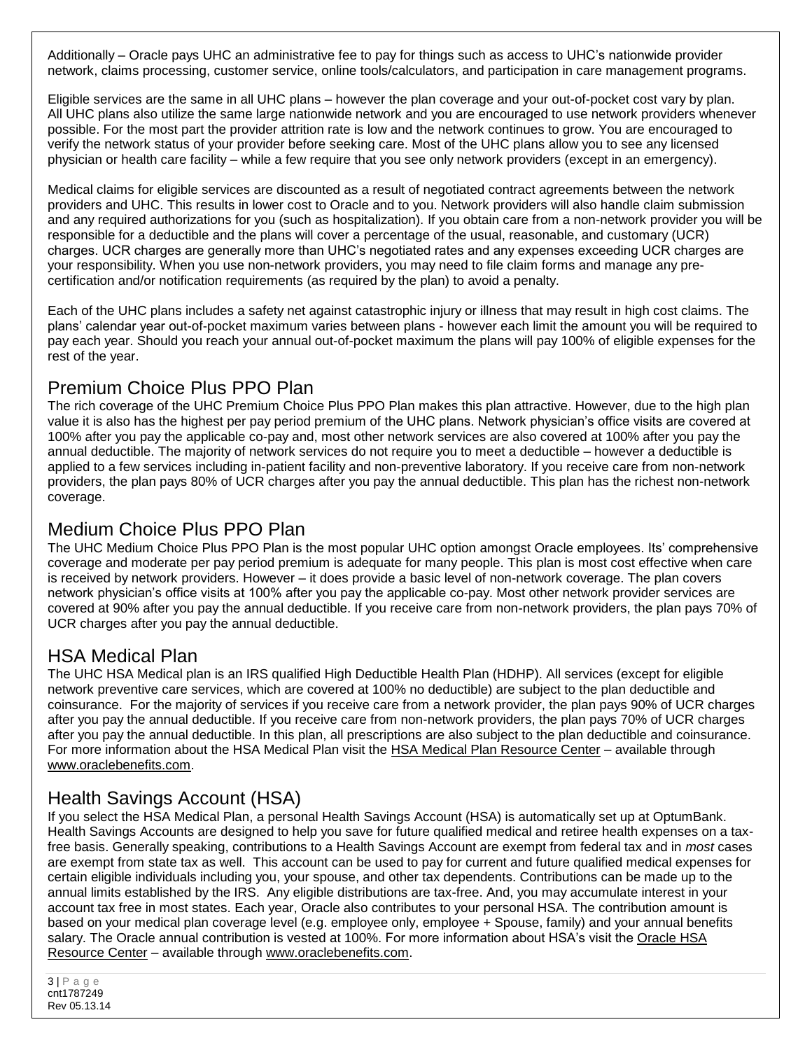Additionally – Oracle pays UHC an administrative fee to pay for things such as access to UHC's nationwide provider network, claims processing, customer service, online tools/calculators, and participation in care management programs.

Eligible services are the same in all UHC plans – however the plan coverage and your out-of-pocket cost vary by plan. All UHC plans also utilize the same large nationwide network and you are encouraged to use network providers whenever possible. For the most part the provider attrition rate is low and the network continues to grow. You are encouraged to verify the network status of your provider before seeking care. Most of the UHC plans allow you to see any licensed physician or health care facility – while a few require that you see only network providers (except in an emergency).

Medical claims for eligible services are discounted as a result of negotiated contract agreements between the network providers and UHC. This results in lower cost to Oracle and to you. Network providers will also handle claim submission and any required authorizations for you (such as hospitalization). If you obtain care from a non-network provider you will be responsible for a deductible and the plans will cover a percentage of the usual, reasonable, and customary (UCR) charges. UCR charges are generally more than UHC's negotiated rates and any expenses exceeding UCR charges are your responsibility. When you use non-network providers, you may need to file claim forms and manage any pre-certification and/or notification requirements (as required by the plan) to avoid a penalty.

Each of the UHC plans includes a safety net against catastrophic injury or illness that may result in high cost claims. The plans' calendar year out-of-pocket maximum varies between plans - however each limit the amount you will be required to pay each year. Should you reach your annual out-of-pocket maximum the plans will pay 100% of eligible expenses for the rest of the year.

## Premium Choice Plus PPO Plan

The rich coverage of the UHC Premium Choice Plus PPO Plan makes this plan attractive. However, due to the high plan value it is also has the highest per pay period premium of the UHC plans. Network physician's office visits are covered at 100% after you pay the applicable co-pay and, most other network services are also covered at 100% after you pay the annual deductible. The majority of network services do not require you to meet a deductible – however a deductible is applied to a few services including in-patient facility and non-preventive laboratory. If you receive care from non-network providers, the plan pays 80% of UCR charges after you pay the annual deductible. This plan has the richest non-network coverage.

## Medium Choice Plus PPO Plan

The UHC Medium Choice Plus PPO Plan is the most popular UHC option amongst Oracle employees. Its' comprehensive coverage and moderate per pay period premium is adequate for many people. This plan is most cost effective when care is received by network providers. However – it does provide a basic level of non-network coverage. The plan covers network physician's office visits at 100% after you pay the applicable co-pay. Most other network provider services are covered at 90% after you pay the annual deductible. If you receive care from non-network providers, the plan pays 70% of UCR charges after you pay the annual deductible.

## HSA Medical Plan

The UHC HSA Medical plan is an IRS qualified High Deductible Health Plan (HDHP). All services (except for eligible network preventive care services, which are covered at 100% no deductible) are subject to the plan deductible and coinsurance. For the majority of services if you receive care from a network provider, the plan pays 90% of UCR charges after you pay the annual deductible. If you receive care from non-network providers, the plan pays 70% of UCR charges after you pay the annual deductible. In this plan, all prescriptions are also subject to the plan deductible and coinsurance. For more information about the HSA Medical Plan visit the HSA Medical Plan Resource Center – available through www.oraclebenefits.com.

## Health Savings Account (HSA)

If you select the HSA Medical Plan, a personal Health Savings Account (HSA) is automatically set up at OptumBank. Health Savings Accounts are designed to help you save for future qualified medical and retiree health expenses on a tax-free basis. Generally speaking, contributions to a Health Savings Account are exempt from federal tax and in *most* cases are exempt from state tax as well. This account can be used to pay for current and future qualified medical expenses for certain eligible individuals including you, your spouse, and other tax dependents. Contributions can be made up to the annual limits established by the IRS. Any eligible distributions are tax-free. And, you may accumulate interest in your account tax free in most states. Each year, Oracle also contributes to your personal HSA. The contribution amount is based on your medical plan coverage level (e.g. employee only, employee + Spouse, family) and your annual benefits salary. The Oracle annual contribution is vested at 100%. For more information about HSA's visit the Oracle HSA Resource Center – available through www.oraclebenefits.com.

cnt1787249
Rev 05.13.14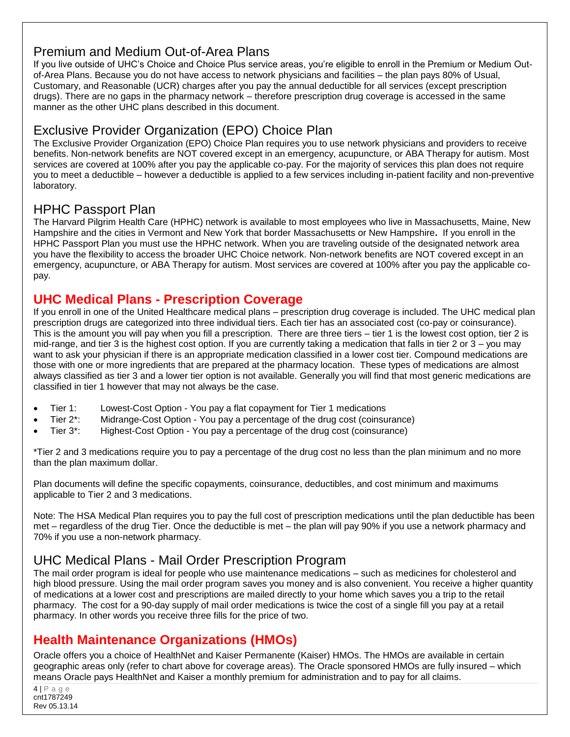## Premium and Medium Out-of-Area Plans

If you live outside of UHC's Choice and Choice Plus service areas, you're eligible to enroll in the Premium or Medium Out-of-Area Plans. Because you do not have access to network physicians and facilities – the plan pays 80% of Usual, Customary, and Reasonable (UCR) charges after you pay the annual deductible for all services (except prescription drugs). There are no gaps in the pharmacy network – therefore prescription drug coverage is accessed in the same manner as the other UHC plans described in this document.

## Exclusive Provider Organization (EPO) Choice Plan

The Exclusive Provider Organization (EPO) Choice Plan requires you to use network physicians and providers to receive benefits. Non-network benefits are NOT covered except in an emergency, acupuncture, or ABA Therapy for autism. Most services are covered at 100% after you pay the applicable co-pay. For the majority of services this plan does not require you to meet a deductible – however a deductible is applied to a few services including in-patient facility and non-preventive laboratory.

## HPHC Passport Plan

The Harvard Pilgrim Health Care (HPHC) network is available to most employees who live in Massachusetts, Maine, New Hampshire and the cities in Vermont and New York that border Massachusetts or New Hampshire**.** If you enroll in the HPHC Passport Plan you must use the HPHC network. When you are traveling outside of the designated network area you have the flexibility to access the broader UHC Choice network. Non-network benefits are NOT covered except in an emergency, acupuncture, or ABA Therapy for autism. Most services are covered at 100% after you pay the applicable co-pay.

## **UHC Medical Plans - Prescription Coverage**

If you enroll in one of the United Healthcare medical plans – prescription drug coverage is included. The UHC medical plan prescription drugs are categorized into three individual tiers. Each tier has an associated cost (co-pay or coinsurance). This is the amount you will pay when you fill a prescription. There are three tiers – tier 1 is the lowest cost option, tier 2 is mid-range, and tier 3 is the highest cost option. If you are currently taking a medication that falls in tier 2 or 3 – you may want to ask your physician if there is an appropriate medication classified in a lower cost tier. Compound medications are those with one or more ingredients that are prepared at the pharmacy location. These types of medications are almost always classified as tier 3 and a lower tier option is not available. Generally you will find that most generic medications are classified in tier 1 however that may not always be the case.

- Tier 1: Lowest-Cost Option - You pay a flat copayment for Tier 1 medications
- Tier 2*: Midrange-Cost Option - You pay a percentage of the drug cost (coinsurance)
- Tier 3*: Highest-Cost Option - You pay a percentage of the drug cost (coinsurance)

*Tier 2 and 3 medications require you to pay a percentage of the drug cost no less than the plan minimum and no more than the plan maximum dollar.

Plan documents will define the specific copayments, coinsurance, deductibles, and cost minimum and maximums applicable to Tier 2 and 3 medications.

Note: The HSA Medical Plan requires you to pay the full cost of prescription medications until the plan deductible has been met – regardless of the drug Tier. Once the deductible is met – the plan will pay 90% if you use a network pharmacy and 70% if you use a non-network pharmacy.

## UHC Medical Plans - Mail Order Prescription Program

The mail order program is ideal for people who use maintenance medications – such as medicines for cholesterol and high blood pressure. Using the mail order program saves you money and is also convenient. You receive a higher quantity of medications at a lower cost and prescriptions are mailed directly to your home which saves you a trip to the retail pharmacy. The cost for a 90-day supply of mail order medications is twice the cost of a single fill you pay at a retail pharmacy. In other words you receive three fills for the price of two.

## **Health Maintenance Organizations (HMOs)**

Oracle offers you a choice of HealthNet and Kaiser Permanente (Kaiser) HMOs. The HMOs are available in certain geographic areas only (refer to chart above for coverage areas). The Oracle sponsored HMOs are fully insured – which means Oracle pays HealthNet and Kaiser a monthly premium for administration and to pay for all claims.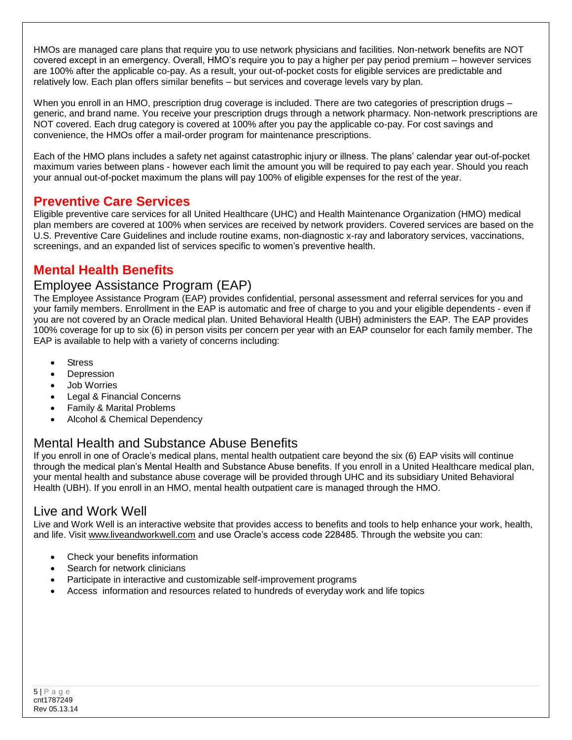HMOs are managed care plans that require you to use network physicians and facilities. Non-network benefits are NOT covered except in an emergency. Overall, HMO's require you to pay a higher per pay period premium – however services are 100% after the applicable co-pay. As a result, your out-of-pocket costs for eligible services are predictable and relatively low. Each plan offers similar benefits – but services and coverage levels vary by plan.

When you enroll in an HMO, prescription drug coverage is included. There are two categories of prescription drugs – generic, and brand name. You receive your prescription drugs through a network pharmacy. Non-network prescriptions are NOT covered. Each drug category is covered at 100% after you pay the applicable co-pay. For cost savings and convenience, the HMOs offer a mail-order program for maintenance prescriptions.

Each of the HMO plans includes a safety net against catastrophic injury or illness. The plans' calendar year out-of-pocket maximum varies between plans - however each limit the amount you will be required to pay each year. Should you reach your annual out-of-pocket maximum the plans will pay 100% of eligible expenses for the rest of the year.

## Preventive Care Services

Eligible preventive care services for all United Healthcare (UHC) and Health Maintenance Organization (HMO) medical plan members are covered at 100% when services are received by network providers. Covered services are based on the U.S. Preventive Care Guidelines and include routine exams, non-diagnostic x-ray and laboratory services, vaccinations, screenings, and an expanded list of services specific to women's preventive health.

## Mental Health Benefits

### Employee Assistance Program (EAP)

The Employee Assistance Program (EAP) provides confidential, personal assessment and referral services for you and your family members. Enrollment in the EAP is automatic and free of charge to you and your eligible dependents - even if you are not covered by an Oracle medical plan. United Behavioral Health (UBH) administers the EAP. The EAP provides 100% coverage for up to six (6) in person visits per concern per year with an EAP counselor for each family member. The EAP is available to help with a variety of concerns including:

- Stress
- Depression
- Job Worries
- Legal & Financial Concerns
- Family & Marital Problems
- Alcohol & Chemical Dependency

### Mental Health and Substance Abuse Benefits

If you enroll in one of Oracle's medical plans, mental health outpatient care beyond the six (6) EAP visits will continue through the medical plan's Mental Health and Substance Abuse benefits. If you enroll in a United Healthcare medical plan, your mental health and substance abuse coverage will be provided through UHC and its subsidiary United Behavioral Health (UBH). If you enroll in an HMO, mental health outpatient care is managed through the HMO.

### Live and Work Well

Live and Work Well is an interactive website that provides access to benefits and tools to help enhance your work, health, and life. Visit www.liveandworkwell.com and use Oracle's access code 228485. Through the website you can:

- Check your benefits information
- Search for network clinicians
- Participate in interactive and customizable self-improvement programs
- Access information and resources related to hundreds of everyday work and life topics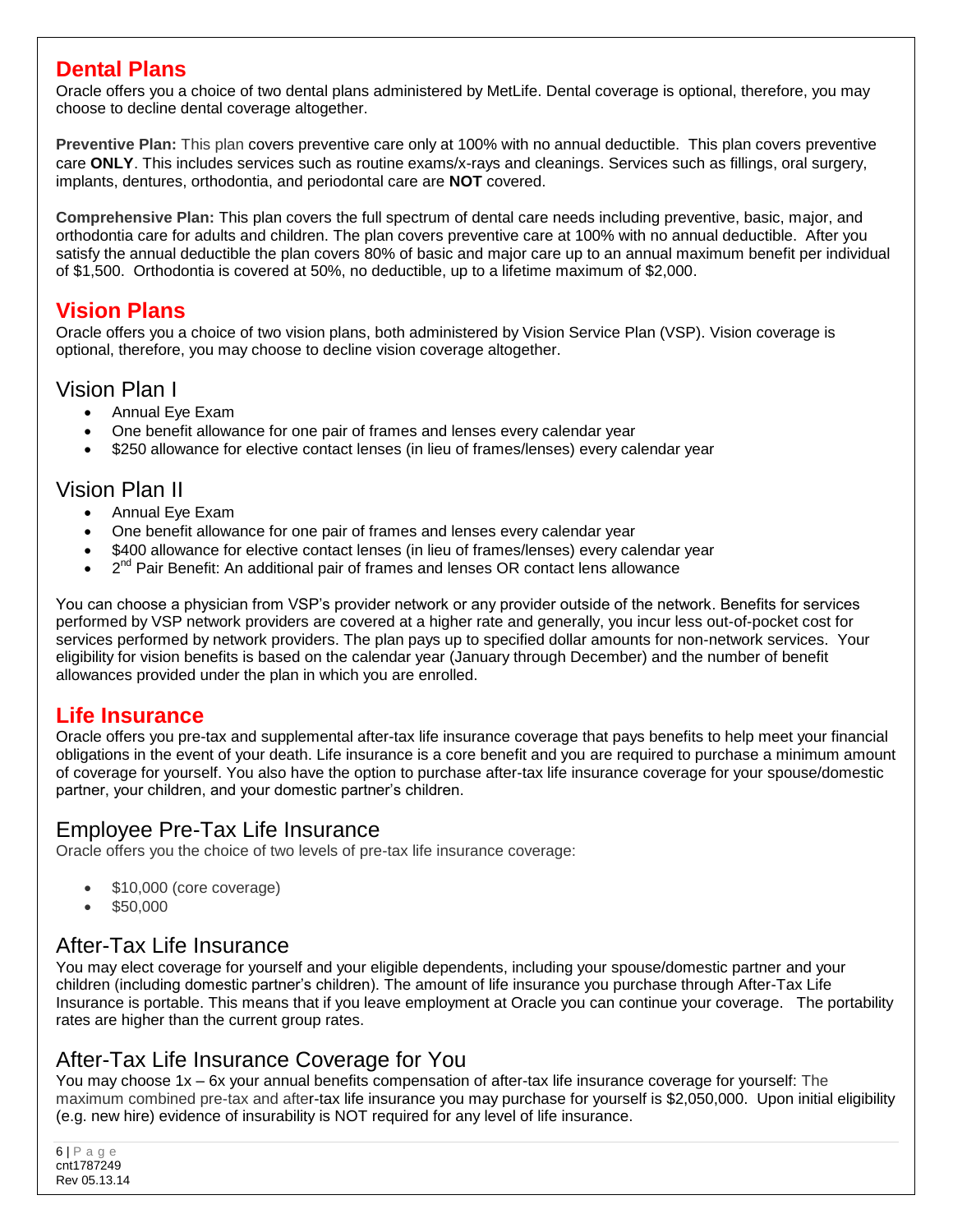## Dental Plans

Oracle offers you a choice of two dental plans administered by MetLife. Dental coverage is optional, therefore, you may choose to decline dental coverage altogether.

**Preventive Plan:** This plan covers preventive care only at 100% with no annual deductible. This plan covers preventive care **ONLY**. This includes services such as routine exams/x-rays and cleanings. Services such as fillings, oral surgery, implants, dentures, orthodontia, and periodontal care are **NOT** covered.

**Comprehensive Plan:** This plan covers the full spectrum of dental care needs including preventive, basic, major, and orthodontia care for adults and children. The plan covers preventive care at 100% with no annual deductible. After you satisfy the annual deductible the plan covers 80% of basic and major care up to an annual maximum benefit per individual of $1,500. Orthodontia is covered at 50%, no deductible, up to a lifetime maximum of $2,000.

## Vision Plans

Oracle offers you a choice of two vision plans, both administered by Vision Service Plan (VSP). Vision coverage is optional, therefore, you may choose to decline vision coverage altogether.

### Vision Plan I

- Annual Eye Exam
- One benefit allowance for one pair of frames and lenses every calendar year
- $250 allowance for elective contact lenses (in lieu of frames/lenses) every calendar year

### Vision Plan II

- Annual Eye Exam
- One benefit allowance for one pair of frames and lenses every calendar year
- $400 allowance for elective contact lenses (in lieu of frames/lenses) every calendar year
- 2nd Pair Benefit: An additional pair of frames and lenses OR contact lens allowance

You can choose a physician from VSP's provider network or any provider outside of the network. Benefits for services performed by VSP network providers are covered at a higher rate and generally, you incur less out-of-pocket cost for services performed by network providers. The plan pays up to specified dollar amounts for non-network services. Your eligibility for vision benefits is based on the calendar year (January through December) and the number of benefit allowances provided under the plan in which you are enrolled.

## Life Insurance

Oracle offers you pre-tax and supplemental after-tax life insurance coverage that pays benefits to help meet your financial obligations in the event of your death. Life insurance is a core benefit and you are required to purchase a minimum amount of coverage for yourself. You also have the option to purchase after-tax life insurance coverage for your spouse/domestic partner, your children, and your domestic partner's children.

### Employee Pre-Tax Life Insurance

Oracle offers you the choice of two levels of pre-tax life insurance coverage:

- $10,000 (core coverage)
- $50,000

### After-Tax Life Insurance

You may elect coverage for yourself and your eligible dependents, including your spouse/domestic partner and your children (including domestic partner's children). The amount of life insurance you purchase through After-Tax Life Insurance is portable. This means that if you leave employment at Oracle you can continue your coverage. The portability rates are higher than the current group rates.

### After-Tax Life Insurance Coverage for You

You may choose 1x – 6x your annual benefits compensation of after-tax life insurance coverage for yourself: The maximum combined pre-tax and after-tax life insurance you may purchase for yourself is $2,050,000. Upon initial eligibility (e.g. new hire) evidence of insurability is NOT required for any level of life insurance.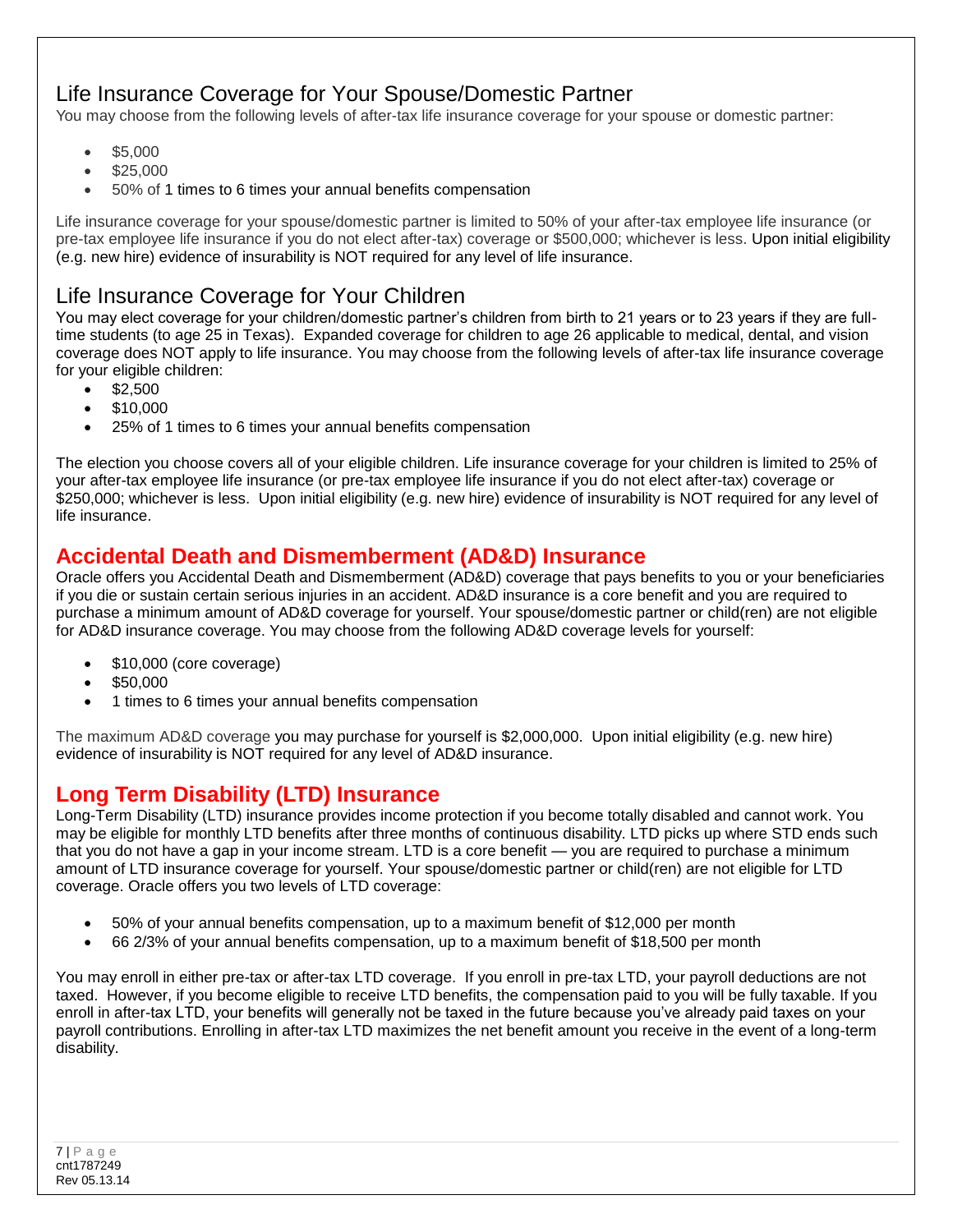## Life Insurance Coverage for Your Spouse/Domestic Partner

You may choose from the following levels of after-tax life insurance coverage for your spouse or domestic partner:

- $5,000
- $25,000
- 50% of 1 times to 6 times your annual benefits compensation

Life insurance coverage for your spouse/domestic partner is limited to 50% of your after-tax employee life insurance (or pre-tax employee life insurance if you do not elect after-tax) coverage or $500,000; whichever is less. Upon initial eligibility (e.g. new hire) evidence of insurability is NOT required for any level of life insurance.

## Life Insurance Coverage for Your Children

You may elect coverage for your children/domestic partner's children from birth to 21 years or to 23 years if they are full-time students (to age 25 in Texas). Expanded coverage for children to age 26 applicable to medical, dental, and vision coverage does NOT apply to life insurance. You may choose from the following levels of after-tax life insurance coverage for your eligible children:

- $2,500
- $10,000
- 25% of 1 times to 6 times your annual benefits compensation

The election you choose covers all of your eligible children. Life insurance coverage for your children is limited to 25% of your after-tax employee life insurance (or pre-tax employee life insurance if you do not elect after-tax) coverage or $250,000; whichever is less. Upon initial eligibility (e.g. new hire) evidence of insurability is NOT required for any level of life insurance.

## **Accidental Death and Dismemberment (AD&D) Insurance**

Oracle offers you Accidental Death and Dismemberment (AD&D) coverage that pays benefits to you or your beneficiaries if you die or sustain certain serious injuries in an accident. AD&D insurance is a core benefit and you are required to purchase a minimum amount of AD&D coverage for yourself. Your spouse/domestic partner or child(ren) are not eligible for AD&D insurance coverage. You may choose from the following AD&D coverage levels for yourself:

- $10,000 (core coverage)
- $50,000
- 1 times to 6 times your annual benefits compensation

The maximum AD&D coverage you may purchase for yourself is $2,000,000. Upon initial eligibility (e.g. new hire) evidence of insurability is NOT required for any level of AD&D insurance.

## **Long Term Disability (LTD) Insurance**

Long-Term Disability (LTD) insurance provides income protection if you become totally disabled and cannot work. You may be eligible for monthly LTD benefits after three months of continuous disability. LTD picks up where STD ends such that you do not have a gap in your income stream. LTD is a core benefit — you are required to purchase a minimum amount of LTD insurance coverage for yourself. Your spouse/domestic partner or child(ren) are not eligible for LTD coverage. Oracle offers you two levels of LTD coverage:

- 50% of your annual benefits compensation, up to a maximum benefit of $12,000 per month
- 66 2/3% of your annual benefits compensation, up to a maximum benefit of $18,500 per month

You may enroll in either pre-tax or after-tax LTD coverage. If you enroll in pre-tax LTD, your payroll deductions are not taxed. However, if you become eligible to receive LTD benefits, the compensation paid to you will be fully taxable. If you enroll in after-tax LTD, your benefits will generally not be taxed in the future because you've already paid taxes on your payroll contributions. Enrolling in after-tax LTD maximizes the net benefit amount you receive in the event of a long-term disability.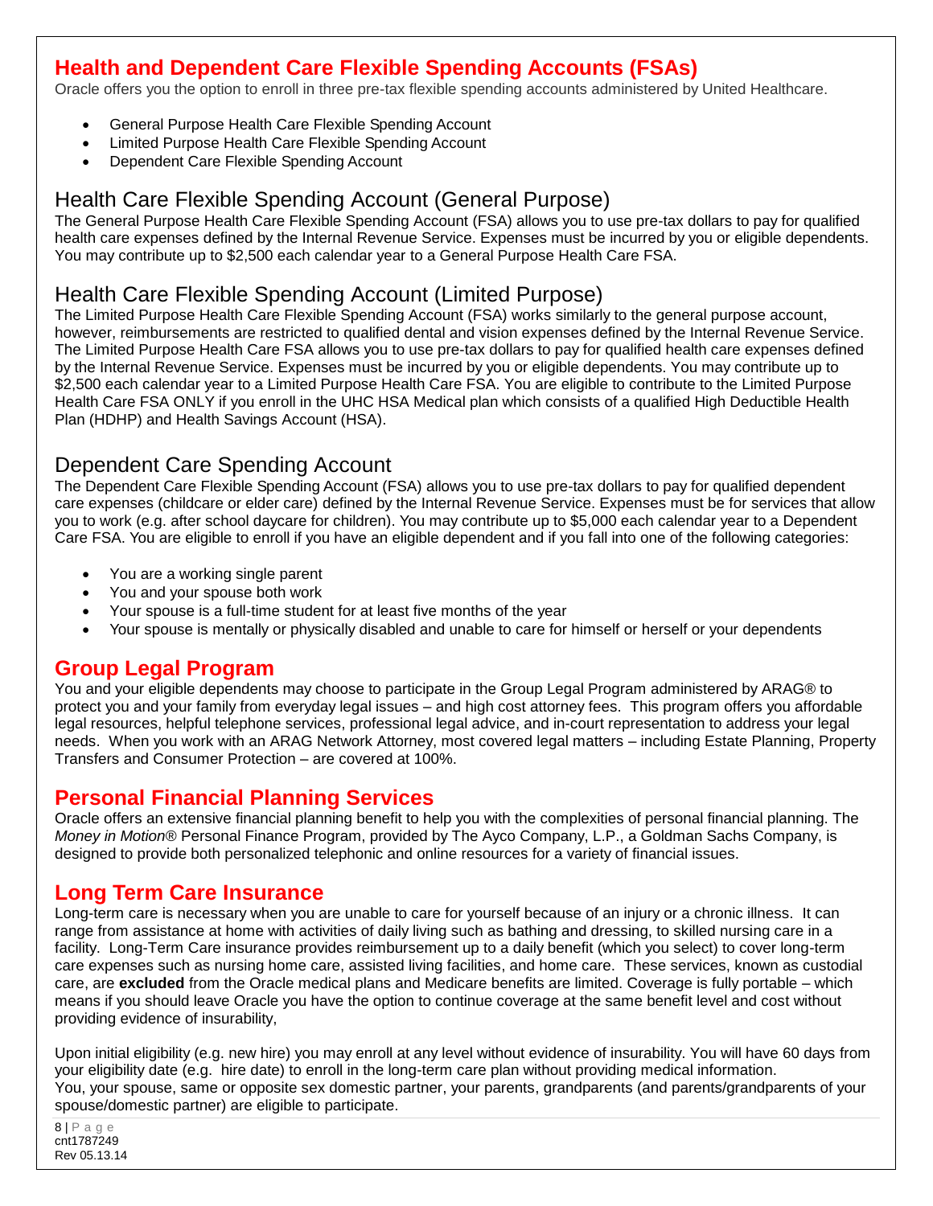## Health and Dependent Care Flexible Spending Accounts (FSAs)

Oracle offers you the option to enroll in three pre-tax flexible spending accounts administered by United Healthcare.

- General Purpose Health Care Flexible Spending Account
- Limited Purpose Health Care Flexible Spending Account
- Dependent Care Flexible Spending Account

### Health Care Flexible Spending Account (General Purpose)

The General Purpose Health Care Flexible Spending Account (FSA) allows you to use pre-tax dollars to pay for qualified health care expenses defined by the Internal Revenue Service. Expenses must be incurred by you or eligible dependents. You may contribute up to $2,500 each calendar year to a General Purpose Health Care FSA.

### Health Care Flexible Spending Account (Limited Purpose)

The Limited Purpose Health Care Flexible Spending Account (FSA) works similarly to the general purpose account, however, reimbursements are restricted to qualified dental and vision expenses defined by the Internal Revenue Service. The Limited Purpose Health Care FSA allows you to use pre-tax dollars to pay for qualified health care expenses defined by the Internal Revenue Service. Expenses must be incurred by you or eligible dependents. You may contribute up to $2,500 each calendar year to a Limited Purpose Health Care FSA. You are eligible to contribute to the Limited Purpose Health Care FSA ONLY if you enroll in the UHC HSA Medical plan which consists of a qualified High Deductible Health Plan (HDHP) and Health Savings Account (HSA).

### Dependent Care Spending Account

The Dependent Care Flexible Spending Account (FSA) allows you to use pre-tax dollars to pay for qualified dependent care expenses (childcare or elder care) defined by the Internal Revenue Service. Expenses must be for services that allow you to work (e.g. after school daycare for children). You may contribute up to $5,000 each calendar year to a Dependent Care FSA. You are eligible to enroll if you have an eligible dependent and if you fall into one of the following categories:

- You are a working single parent
- You and your spouse both work
- Your spouse is a full-time student for at least five months of the year
- Your spouse is mentally or physically disabled and unable to care for himself or herself or your dependents

## Group Legal Program

You and your eligible dependents may choose to participate in the Group Legal Program administered by ARAG® to protect you and your family from everyday legal issues – and high cost attorney fees. This program offers you affordable legal resources, helpful telephone services, professional legal advice, and in-court representation to address your legal needs. When you work with an ARAG Network Attorney, most covered legal matters – including Estate Planning, Property Transfers and Consumer Protection – are covered at 100%.

## Personal Financial Planning Services

Oracle offers an extensive financial planning benefit to help you with the complexities of personal financial planning. The *Money in Motion*® Personal Finance Program, provided by The Ayco Company, L.P., a Goldman Sachs Company, is designed to provide both personalized telephonic and online resources for a variety of financial issues.

## Long Term Care Insurance

Long-term care is necessary when you are unable to care for yourself because of an injury or a chronic illness. It can range from assistance at home with activities of daily living such as bathing and dressing, to skilled nursing care in a facility. Long-Term Care insurance provides reimbursement up to a daily benefit (which you select) to cover long-term care expenses such as nursing home care, assisted living facilities, and home care. These services, known as custodial care, are **excluded** from the Oracle medical plans and Medicare benefits are limited. Coverage is fully portable – which means if you should leave Oracle you have the option to continue coverage at the same benefit level and cost without providing evidence of insurability,

Upon initial eligibility (e.g. new hire) you may enroll at any level without evidence of insurability. You will have 60 days from your eligibility date (e.g. hire date) to enroll in the long-term care plan without providing medical information. You, your spouse, same or opposite sex domestic partner, your parents, grandparents (and parents/grandparents of your spouse/domestic partner) are eligible to participate.

cnt1787249
Rev 05.13.14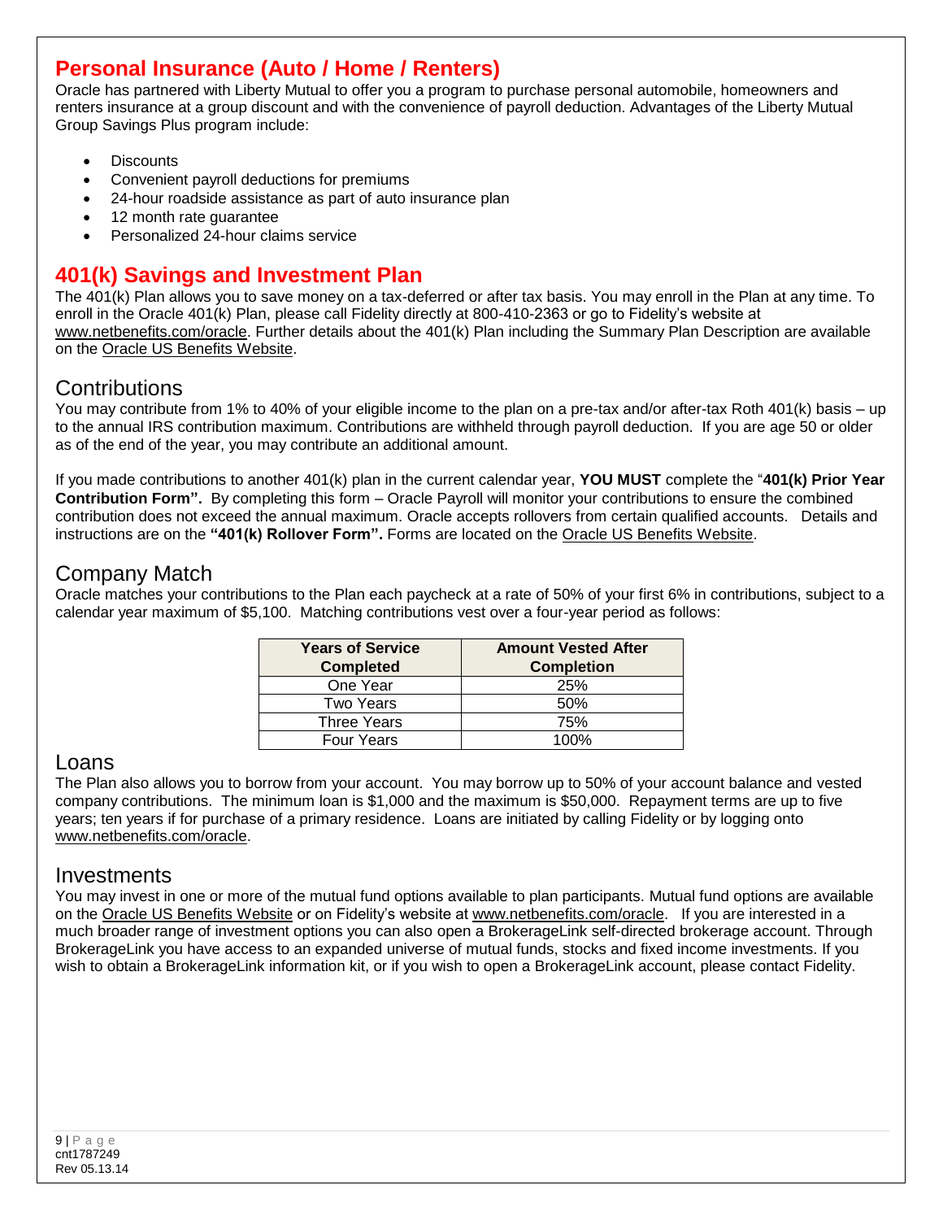## Personal Insurance (Auto / Home / Renters)

Oracle has partnered with Liberty Mutual to offer you a program to purchase personal automobile, homeowners and renters insurance at a group discount and with the convenience of payroll deduction. Advantages of the Liberty Mutual Group Savings Plus program include:

- Discounts
- Convenient payroll deductions for premiums
- 24-hour roadside assistance as part of auto insurance plan
- 12 month rate guarantee
- Personalized 24-hour claims service

## 401(k) Savings and Investment Plan

The 401(k) Plan allows you to save money on a tax-deferred or after tax basis. You may enroll in the Plan at any time. To enroll in the Oracle 401(k) Plan, please call Fidelity directly at 800-410-2363 or go to Fidelity's website at www.netbenefits.com/oracle. Further details about the 401(k) Plan including the Summary Plan Description are available on the Oracle US Benefits Website.

### Contributions

You may contribute from 1% to 40% of your eligible income to the plan on a pre-tax and/or after-tax Roth 401(k) basis – up to the annual IRS contribution maximum. Contributions are withheld through payroll deduction. If you are age 50 or older as of the end of the year, you may contribute an additional amount.

If you made contributions to another 401(k) plan in the current calendar year, **YOU MUST** complete the "**401(k) Prior Year Contribution Form".** By completing this form – Oracle Payroll will monitor your contributions to ensure the combined contribution does not exceed the annual maximum. Oracle accepts rollovers from certain qualified accounts. Details and instructions are on the **"401(k) Rollover Form".** Forms are located on the Oracle US Benefits Website.

### Company Match

Oracle matches your contributions to the Plan each paycheck at a rate of 50% of your first 6% in contributions, subject to a calendar year maximum of $5,100. Matching contributions vest over a four-year period as follows:

| Years of Service Completed | Amount Vested After Completion |
|---|---|
| One Year | 25% |
| Two Years | 50% |
| Three Years | 75% |
| Four Years | 100% |

### Loans

The Plan also allows you to borrow from your account. You may borrow up to 50% of your account balance and vested company contributions. The minimum loan is $1,000 and the maximum is $50,000. Repayment terms are up to five years; ten years if for purchase of a primary residence. Loans are initiated by calling Fidelity or by logging onto www.netbenefits.com/oracle.

### Investments

You may invest in one or more of the mutual fund options available to plan participants. Mutual fund options are available on the Oracle US Benefits Website or on Fidelity's website at www.netbenefits.com/oracle. If you are interested in a much broader range of investment options you can also open a BrokerageLink self-directed brokerage account. Through BrokerageLink you have access to an expanded universe of mutual funds, stocks and fixed income investments. If you wish to obtain a BrokerageLink information kit, or if you wish to open a BrokerageLink account, please contact Fidelity.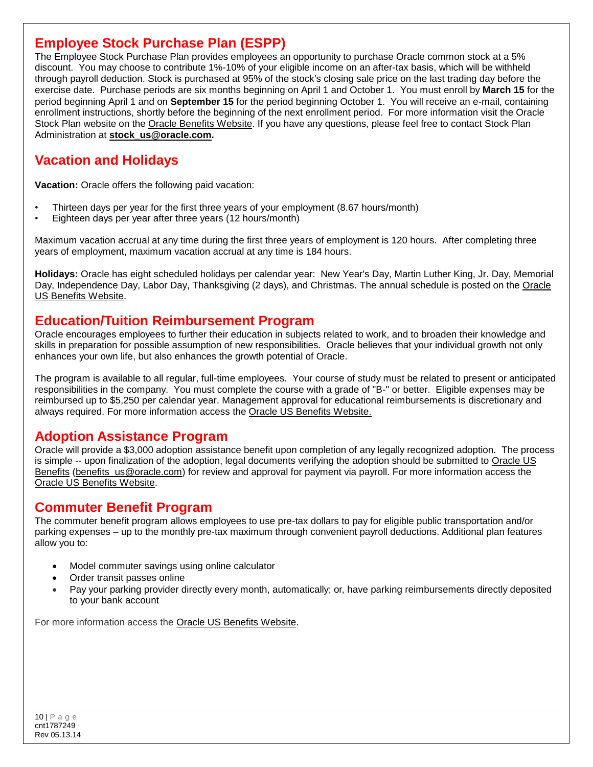## Employee Stock Purchase Plan (ESPP)

The Employee Stock Purchase Plan provides employees an opportunity to purchase Oracle common stock at a 5% discount. You may choose to contribute 1%-10% of your eligible income on an after-tax basis, which will be withheld through payroll deduction. Stock is purchased at 95% of the stock's closing sale price on the last trading day before the exercise date. Purchase periods are six months beginning on April 1 and October 1. You must enroll by **March 15** for the period beginning April 1 and on **September 15** for the period beginning October 1. You will receive an e-mail, containing enrollment instructions, shortly before the beginning of the next enrollment period. For more information visit the Oracle Stock Plan website on the Oracle Benefits Website. If you have any questions, please feel free to contact Stock Plan Administration at **stock_us@oracle.com.**

## Vacation and Holidays

**Vacation:** Oracle offers the following paid vacation:

- Thirteen days per year for the first three years of your employment (8.67 hours/month)
- Eighteen days per year after three years (12 hours/month)

Maximum vacation accrual at any time during the first three years of employment is 120 hours. After completing three years of employment, maximum vacation accrual at any time is 184 hours.

**Holidays:** Oracle has eight scheduled holidays per calendar year: New Year's Day, Martin Luther King, Jr. Day, Memorial Day, Independence Day, Labor Day, Thanksgiving (2 days), and Christmas. The annual schedule is posted on the Oracle US Benefits Website.

## Education/Tuition Reimbursement Program

Oracle encourages employees to further their education in subjects related to work, and to broaden their knowledge and skills in preparation for possible assumption of new responsibilities. Oracle believes that your individual growth not only enhances your own life, but also enhances the growth potential of Oracle.

The program is available to all regular, full-time employees. Your course of study must be related to present or anticipated responsibilities in the company. You must complete the course with a grade of "B-" or better. Eligible expenses may be reimbursed up to $5,250 per calendar year. Management approval for educational reimbursements is discretionary and always required. For more information access the Oracle US Benefits Website.

## Adoption Assistance Program

Oracle will provide a $3,000 adoption assistance benefit upon completion of any legally recognized adoption. The process is simple -- upon finalization of the adoption, legal documents verifying the adoption should be submitted to Oracle US Benefits (benefits_us@oracle.com) for review and approval for payment via payroll. For more information access the Oracle US Benefits Website.

## Commuter Benefit Program

The commuter benefit program allows employees to use pre-tax dollars to pay for eligible public transportation and/or parking expenses – up to the monthly pre-tax maximum through convenient payroll deductions. Additional plan features allow you to:

- Model commuter savings using online calculator
- Order transit passes online
- Pay your parking provider directly every month, automatically; or, have parking reimbursements directly deposited to your bank account

For more information access the Oracle US Benefits Website.

cnt1787249
Rev 05.13.14